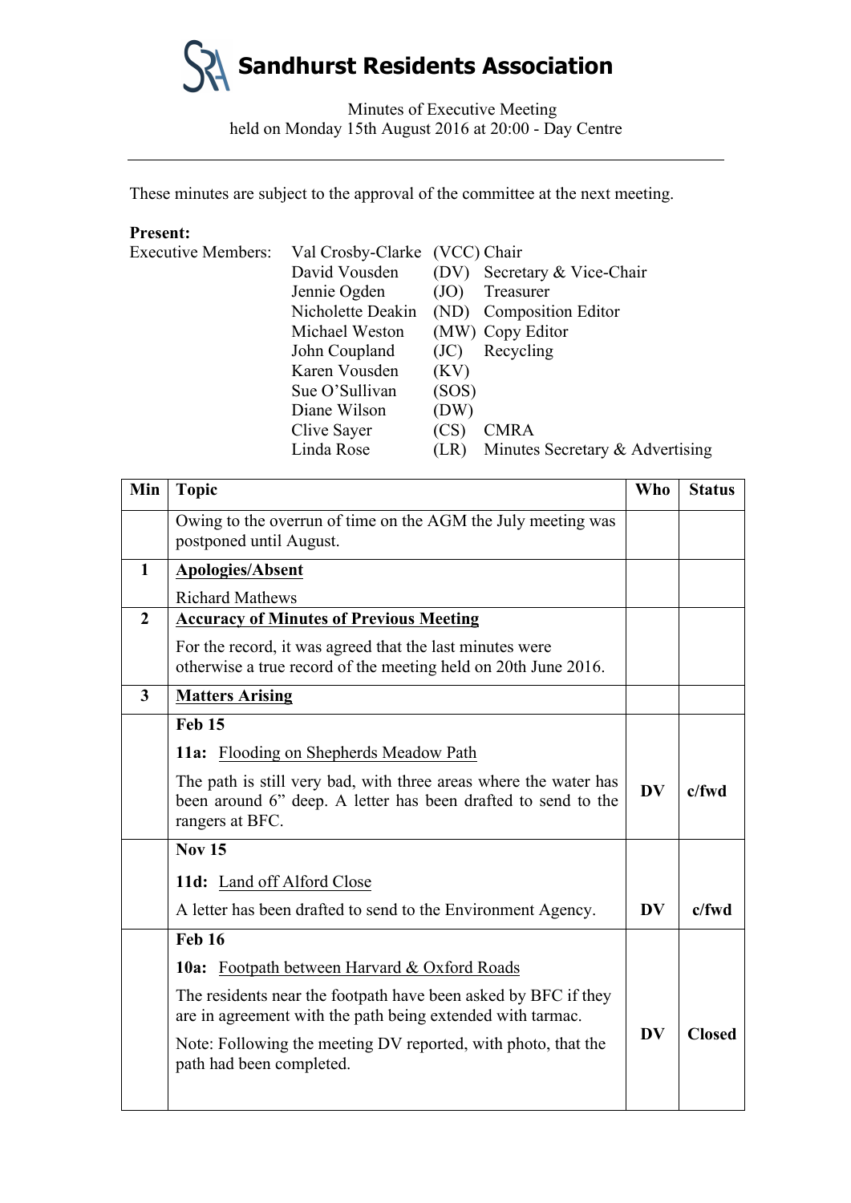# Sandhurst Residents Association

Minutes of Executive Meeting
held on Monday 15th August 2016 at 20:00 - Day Centre

---

These minutes are subject to the approval of the committee at the next meeting.

**Present:**

| Executive Members: | | | |
|---|---|---|---|
| | Val Crosby-Clarke | (VCC) | Chair |
| | David Vousden | (DV) | Secretary & Vice-Chair |
| | Jennie Ogden | (JO) | Treasurer |
| | Nicholette Deakin | (ND) | Composition Editor |
| | Michael Weston | (MW) | Copy Editor |
| | John Coupland | (JC) | Recycling |
| | Karen Vousden | (KV) | |
| | Sue O'Sullivan | (SOS) | |
| | Diane Wilson | (DW) | |
| | Clive Sayer | (CS) | CMRA |
| | Linda Rose | (LR) | Minutes Secretary & Advertising |

| Min | Topic | Who | Status |
|---|---|---|---|
| | Owing to the overrun of time on the AGM the July meeting was postponed until August. | | |
| **1** | **Apologies/Absent**<br>Richard Mathews | | |
| **2** | **Accuracy of Minutes of Previous Meeting**<br>For the record, it was agreed that the last minutes were otherwise a true record of the meeting held on 20th June 2016. | | |
| **3** | **Matters Arising** | | |
| | **Feb 15**<br>**11a:** Flooding on Shepherds Meadow Path<br>The path is still very bad, with three areas where the water has been around 6" deep. A letter has been drafted to send to the rangers at BFC. | **DV** | **c/fwd** |
| | **Nov 15**<br>**11d:** Land off Alford Close<br>A letter has been drafted to send to the Environment Agency. | **DV** | **c/fwd** |
| | **Feb 16**<br>**10a:** Footpath between Harvard & Oxford Roads<br>The residents near the footpath have been asked by BFC if they are in agreement with the path being extended with tarmac.<br>Note: Following the meeting DV reported, with photo, that the path had been completed. | **DV** | **Closed** |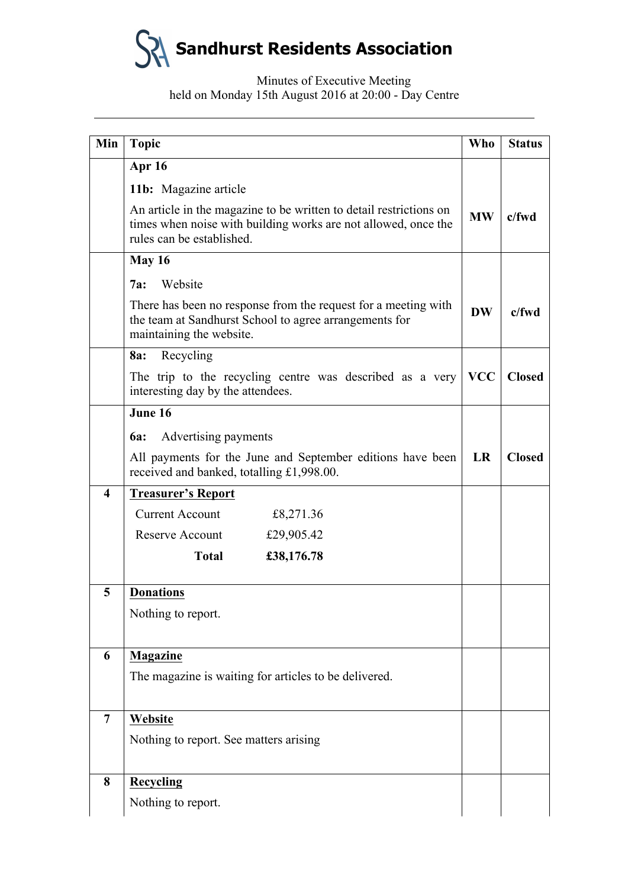# Sandhurst Residents Association

Minutes of Executive Meeting
held on Monday 15th August 2016 at 20:00 - Day Centre

| Min | Topic | Who | Status |
|---|---|---|---|
| | **Apr 16**<br>**11b:** Magazine article<br>An article in the magazine to be written to detail restrictions on times when noise with building works are not allowed, once the rules can be established. | **MW** | **c/fwd** |
| | **May 16**<br>**7a:** Website<br>There has been no response from the request for a meeting with the team at Sandhurst School to agree arrangements for maintaining the website. | **DW** | **c/fwd** |
| | **8a:** Recycling<br>The trip to the recycling centre was described as a very interesting day by the attendees. | **VCC** | **Closed** |
| | **June 16**<br>**6a:** Advertising payments<br>All payments for the June and September editions have been received and banked, totalling £1,998.00. | **LR** | **Closed** |
| **4** | **Treasurer's Report**<br>Current Account £8,271.36<br>Reserve Account £29,905.42<br>**Total £38,176.78** | | |
| **5** | **Donations**<br>Nothing to report. | | |
| **6** | **Magazine**<br>The magazine is waiting for articles to be delivered. | | |
| **7** | **Website**<br>Nothing to report. See matters arising | | |
| **8** | **Recycling**<br>Nothing to report. | | |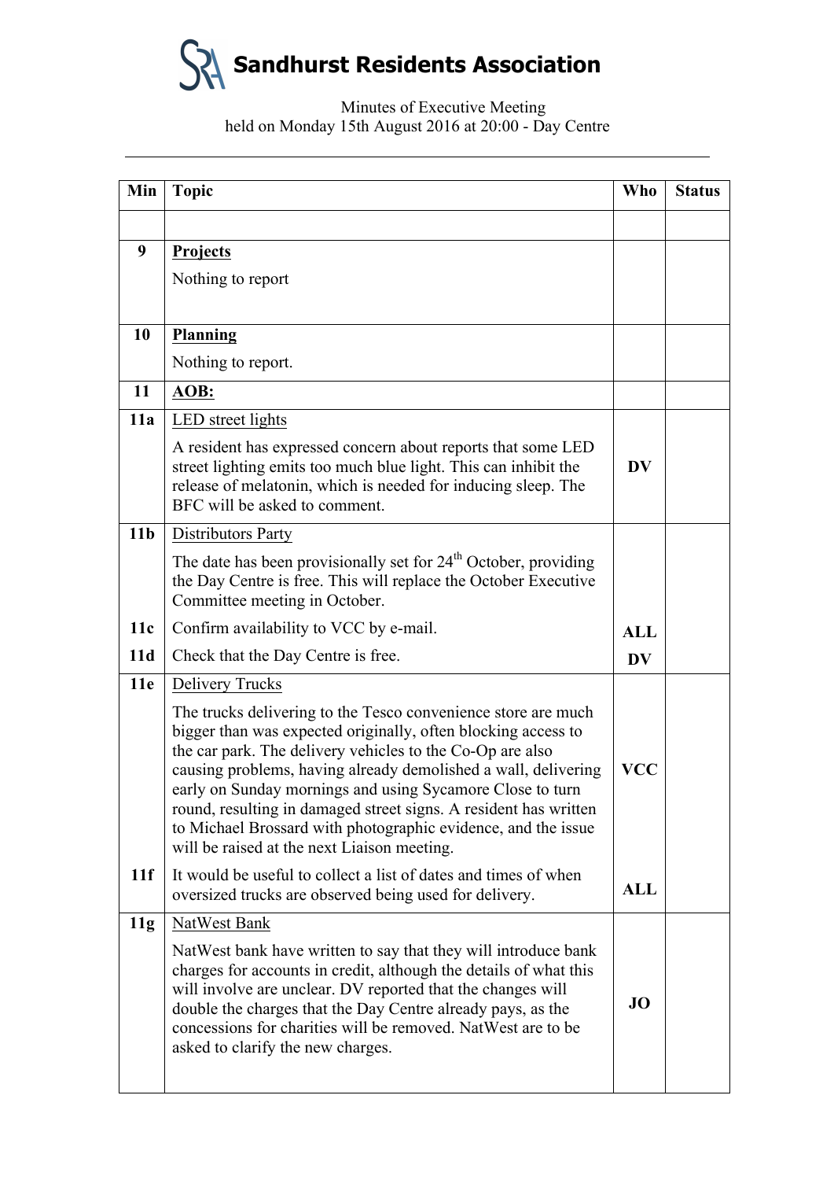# Sandhurst Residents Association

Minutes of Executive Meeting
held on Monday 15th August 2016 at 20:00 - Day Centre

| Min | Topic | Who | Status |
|---|---|---|---|
| | | | |
| **9** | <u>**Projects**</u><br>Nothing to report | | |
| **10** | <u>**Planning**</u><br>Nothing to report. | | |
| **11** | <u>**AOB:**</u> | | |
| **11a** | <u>LED street lights</u><br>A resident has expressed concern about reports that some LED street lighting emits too much blue light. This can inhibit the release of melatonin, which is needed for inducing sleep. The BFC will be asked to comment. | **DV** | |
| **11b** | <u>Distributors Party</u><br>The date has been provisionally set for 24th October, providing the Day Centre is free. This will replace the October Executive Committee meeting in October. | | |
| **11c** | Confirm availability to VCC by e-mail. | **ALL** | |
| **11d** | Check that the Day Centre is free. | **DV** | |
| **11e** | <u>Delivery Trucks</u><br>The trucks delivering to the Tesco convenience store are much bigger than was expected originally, often blocking access to the car park. The delivery vehicles to the Co-Op are also causing problems, having already demolished a wall, delivering early on Sunday mornings and using Sycamore Close to turn round, resulting in damaged street signs. A resident has written to Michael Brossard with photographic evidence, and the issue will be raised at the next Liaison meeting. | **VCC** | |
| **11f** | It would be useful to collect a list of dates and times of when oversized trucks are observed being used for delivery. | **ALL** | |
| **11g** | <u>NatWest Bank</u><br>NatWest bank have written to say that they will introduce bank charges for accounts in credit, although the details of what this will involve are unclear. DV reported that the changes will double the charges that the Day Centre already pays, as the concessions for charities will be removed. NatWest are to be asked to clarify the new charges. | **JO** | |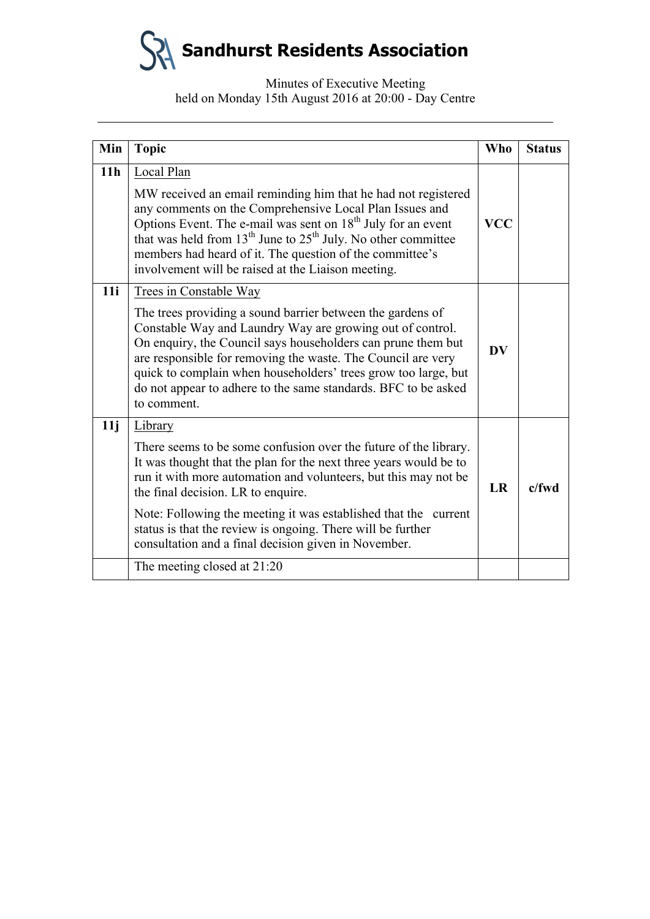# Sandhurst Residents Association

Minutes of Executive Meeting
held on Monday 15th August 2016 at 20:00 - Day Centre

| Min | Topic | Who | Status |
|---|---|---|---|
| **11h** | Local Plan<br><br>MW received an email reminding him that he had not registered any comments on the Comprehensive Local Plan Issues and Options Event. The e-mail was sent on 18th July for an event that was held from 13th June to 25th July. No other committee members had heard of it. The question of the committee's involvement will be raised at the Liaison meeting. | **VCC** | |
| **11i** | Trees in Constable Way<br><br>The trees providing a sound barrier between the gardens of Constable Way and Laundry Way are growing out of control. On enquiry, the Council says householders can prune them but are responsible for removing the waste. The Council are very quick to complain when householders' trees grow too large, but do not appear to adhere to the same standards. BFC to be asked to comment. | **DV** | |
| **11j** | Library<br><br>There seems to be some confusion over the future of the library. It was thought that the plan for the next three years would be to run it with more automation and volunteers, but this may not be the final decision. LR to enquire.<br><br>Note: Following the meeting it was established that the current status is that the review is ongoing. There will be further consultation and a final decision given in November. | **LR** | **c/fwd** |
| | The meeting closed at 21:20 | | |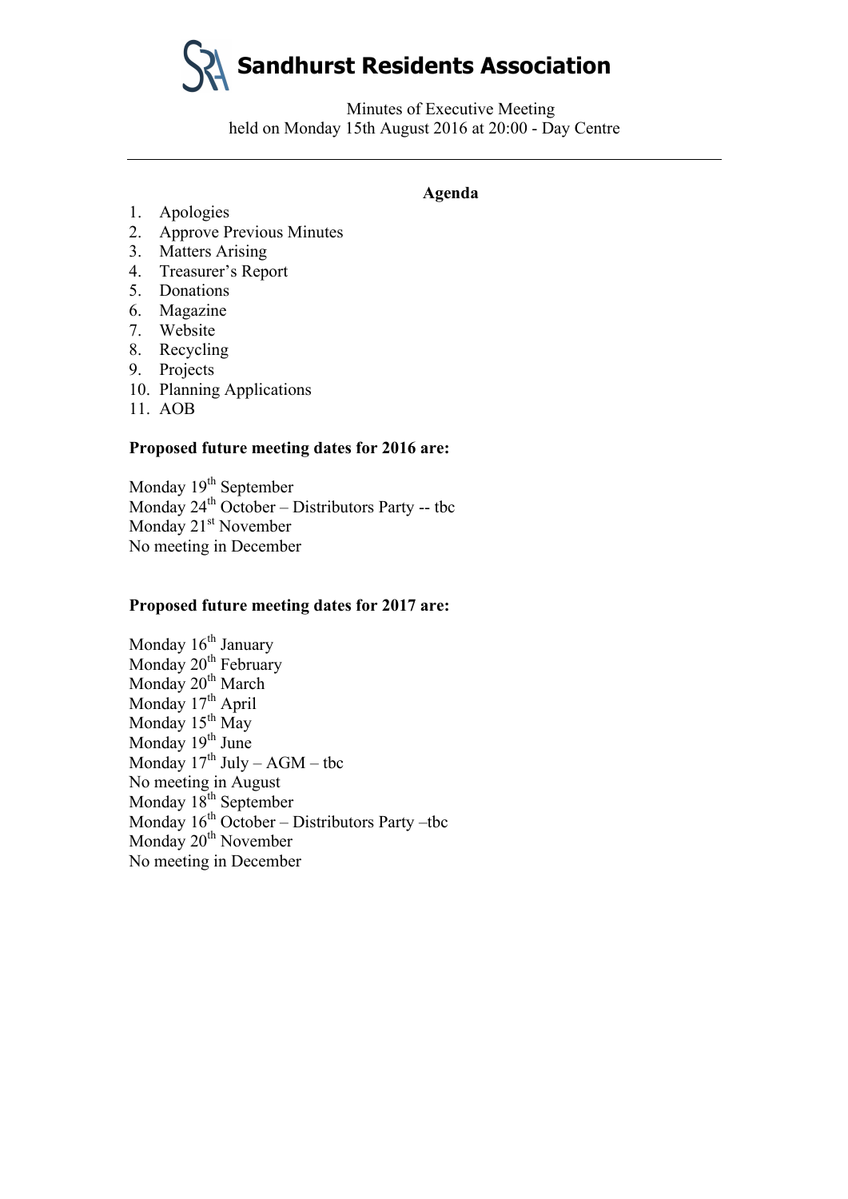# Sandhurst Residents Association

Minutes of Executive Meeting
held on Monday 15th August 2016 at 20:00 - Day Centre

---

**Agenda**

1. Apologies
2. Approve Previous Minutes
3. Matters Arising
4. Treasurer's Report
5. Donations
6. Magazine
7. Website
8. Recycling
9. Projects
10. Planning Applications
11. AOB

**Proposed future meeting dates for 2016 are:**

Monday 19th September
Monday 24th October – Distributors Party -- tbc
Monday 21st November
No meeting in December

**Proposed future meeting dates for 2017 are:**

Monday 16th January
Monday 20th February
Monday 20th March
Monday 17th April
Monday 15th May
Monday 19th June
Monday 17th July – AGM – tbc
No meeting in August
Monday 18th September
Monday 16th October – Distributors Party –tbc
Monday 20th November
No meeting in December